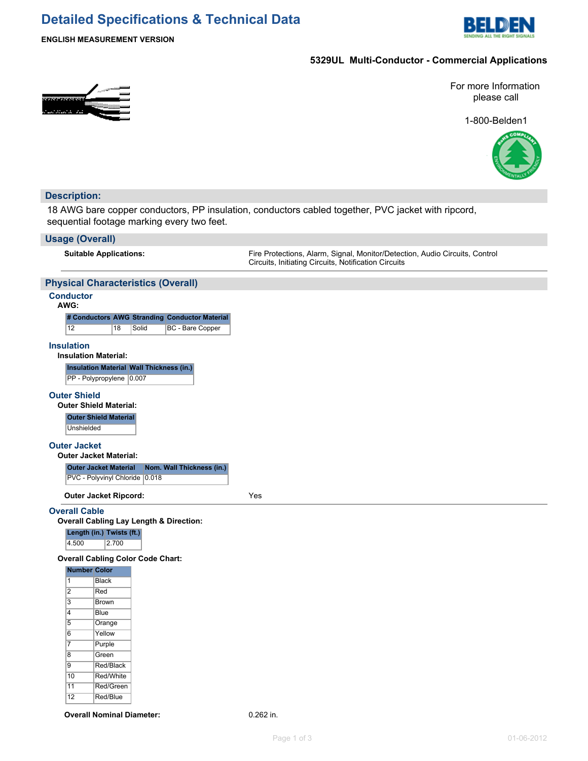# Detailed Specifications & Technical Data

**ENGLISH MEASUREMENT VERSION**

**5329UL Multi-Conductor - Commercial Applications**

For more Information please call

1-800-Belden1

## Description:

18 AWG bare copper conductors, PP insulation, conductors cabled together, PVC jacket with ripcord, sequential footage marking every two feet.

## Usage (Overall)

**Suitable Applications:** Fire Protections, Alarm, Signal, Monitor/Detection, Audio Circuits, Control Circuits, Initiating Circuits, Notification Circuits

## Physical Characteristics (Overall)

### Conductor

**AWG:**

| # Conductors | AWG | Stranding | Conductor Material |
|---|---|---|---|
| 12 | 18 | Solid | BC - Bare Copper |

### Insulation

**Insulation Material:**

| Insulation Material | Wall Thickness (in.) |
|---|---|
| PP - Polypropylene | 0.007 |

### Outer Shield

**Outer Shield Material:**

| Outer Shield Material |
|---|
| Unshielded |

### Outer Jacket

**Outer Jacket Material:**

| Outer Jacket Material | Nom. Wall Thickness (in.) |
|---|---|
| PVC - Polyvinyl Chloride | 0.018 |

**Outer Jacket Ripcord:** Yes

### Overall Cable

**Overall Cabling Lay Length & Direction:**

| Length (in.) | Twists (ft.) |
|---|---|
| 4.500 | 2.700 |

**Overall Cabling Color Code Chart:**

| Number | Color |
|---|---|
| 1 | Black |
| 2 | Red |
| 3 | Brown |
| 4 | Blue |
| 5 | Orange |
| 6 | Yellow |
| 7 | Purple |
| 8 | Green |
| 9 | Red/Black |
| 10 | Red/White |
| 11 | Red/Green |
| 12 | Red/Blue |

**Overall Nominal Diameter:** 0.262 in.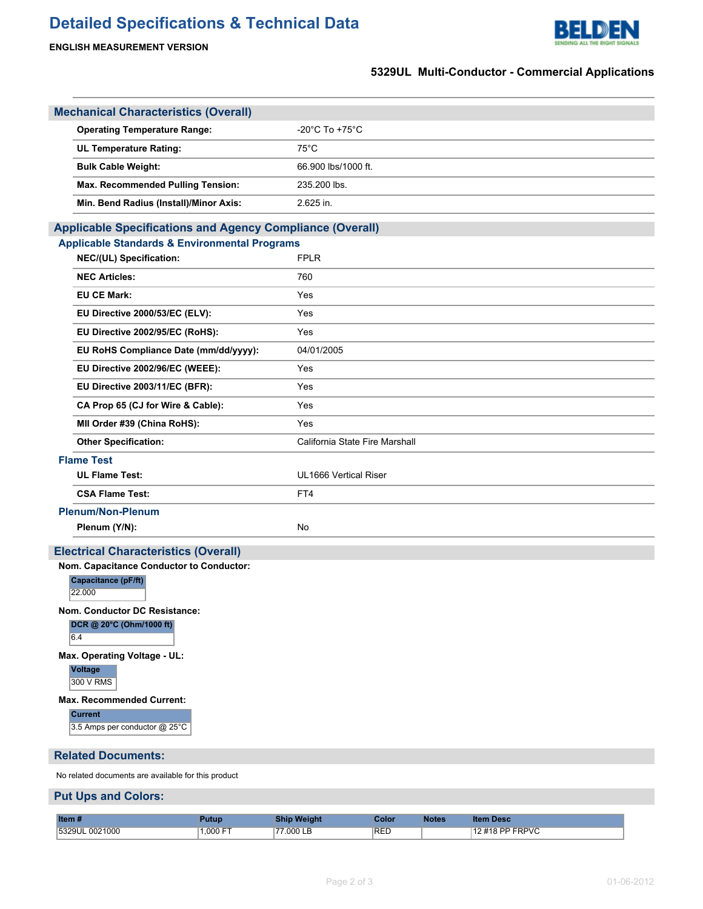# Detailed Specifications & Technical Data

**ENGLISH MEASUREMENT VERSION**

**5329UL Multi-Conductor - Commercial Applications**

## Mechanical Characteristics (Overall)

| | |
|---|---|
| **Operating Temperature Range:** | -20°C To +75°C |
| **UL Temperature Rating:** | 75°C |
| **Bulk Cable Weight:** | 66.900 lbs/1000 ft. |
| **Max. Recommended Pulling Tension:** | 235.200 lbs. |
| **Min. Bend Radius (Install)/Minor Axis:** | 2.625 in. |

## Applicable Specifications and Agency Compliance (Overall)

### Applicable Standards & Environmental Programs

| | |
|---|---|
| **NEC/(UL) Specification:** | FPLR |
| **NEC Articles:** | 760 |
| **EU CE Mark:** | Yes |
| **EU Directive 2000/53/EC (ELV):** | Yes |
| **EU Directive 2002/95/EC (RoHS):** | Yes |
| **EU RoHS Compliance Date (mm/dd/yyyy):** | 04/01/2005 |
| **EU Directive 2002/96/EC (WEEE):** | Yes |
| **EU Directive 2003/11/EC (BFR):** | Yes |
| **CA Prop 65 (CJ for Wire & Cable):** | Yes |
| **MII Order #39 (China RoHS):** | Yes |
| **Other Specification:** | California State Fire Marshall |

### Flame Test

| | |
|---|---|
| **UL Flame Test:** | UL1666 Vertical Riser |
| **CSA Flame Test:** | FT4 |

### Plenum/Non-Plenum

| | |
|---|---|
| **Plenum (Y/N):** | No |

## Electrical Characteristics (Overall)

**Nom. Capacitance Conductor to Conductor:**

| Capacitance (pF/ft) |
|---|
| 22.000 |

**Nom. Conductor DC Resistance:**

| DCR @ 20°C (Ohm/1000 ft) |
|---|
| 6.4 |

**Max. Operating Voltage - UL:**

| Voltage |
|---|
| 300 V RMS |

**Max. Recommended Current:**

| Current |
|---|
| 3.5 Amps per conductor @ 25°C |

## Related Documents:

No related documents are available for this product

## Put Ups and Colors:

| Item # | Putup | Ship Weight | Color | Notes | Item Desc |
|---|---|---|---|---|---|
| 5329UL 0021000 | 1,000 FT | 77.000 LB | RED | | 12 #18 PP FRPVC |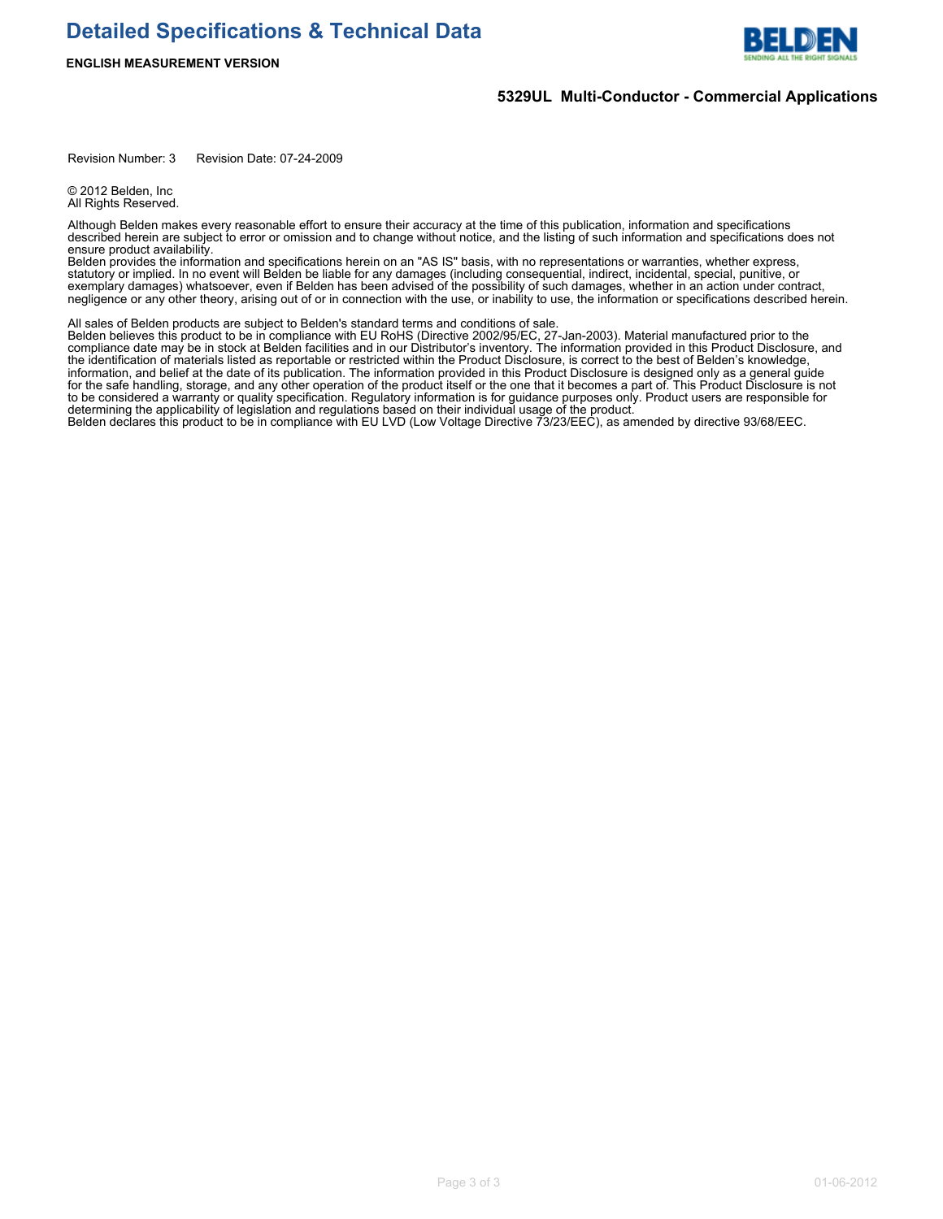Revision Number: 3    Revision Date: 07-24-2009

© 2012 Belden, Inc
All Rights Reserved.

Although Belden makes every reasonable effort to ensure their accuracy at the time of this publication, information and specifications described herein are subject to error or omission and to change without notice, and the listing of such information and specifications does not ensure product availability.
Belden provides the information and specifications herein on an "AS IS" basis, with no representations or warranties, whether express, statutory or implied. In no event will Belden be liable for any damages (including consequential, indirect, incidental, special, punitive, or exemplary damages) whatsoever, even if Belden has been advised of the possibility of such damages, whether in an action under contract, negligence or any other theory, arising out of or in connection with the use, or inability to use, the information or specifications described herein.

All sales of Belden products are subject to Belden's standard terms and conditions of sale.
Belden believes this product to be in compliance with EU RoHS (Directive 2002/95/EC, 27-Jan-2003). Material manufactured prior to the compliance date may be in stock at Belden facilities and in our Distributor's inventory. The information provided in this Product Disclosure, and the identification of materials listed as reportable or restricted within the Product Disclosure, is correct to the best of Belden's knowledge, information, and belief at the date of its publication. The information provided in this Product Disclosure is designed only as a general guide for the safe handling, storage, and any other operation of the product itself or the one that it becomes a part of. This Product Disclosure is not to be considered a warranty or quality specification. Regulatory information is for guidance purposes only. Product users are responsible for determining the applicability of legislation and regulations based on their individual usage of the product.
Belden declares this product to be in compliance with EU LVD (Low Voltage Directive 73/23/EEC), as amended by directive 93/68/EEC.